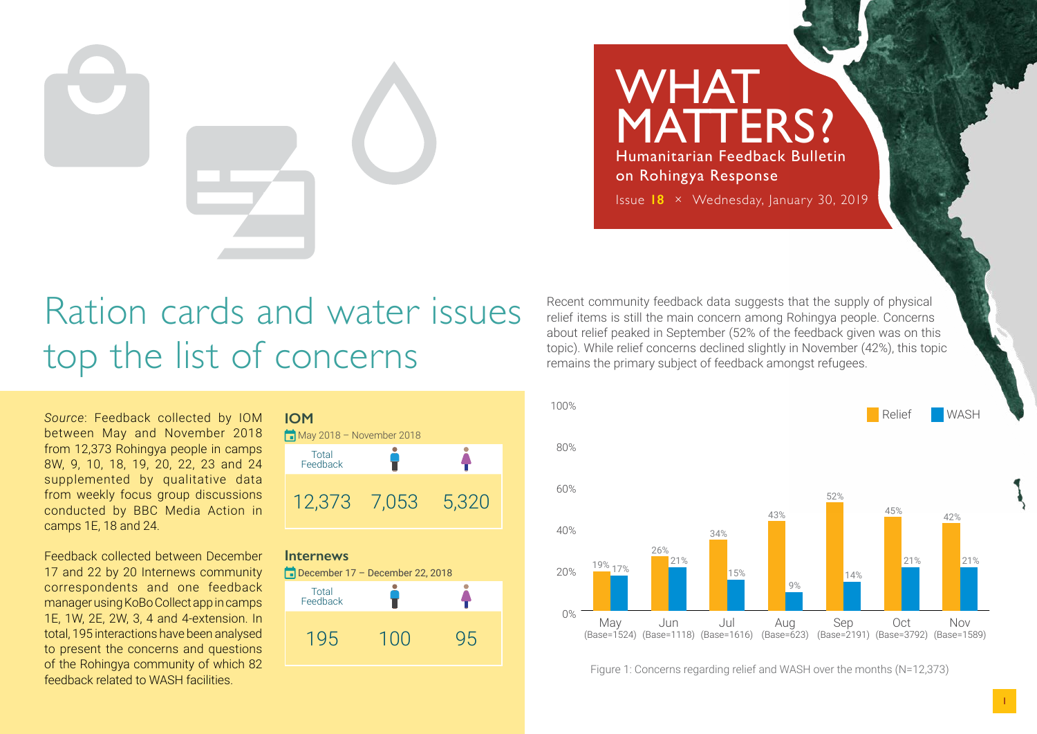# WHAT MATTERS?

Humanitarian Feedback Bulletin on Rohingya Response

Issue **18** × Wednesday, January 30, 2019

## Ration cards and water issues top the list of concerns

*Source*: Feedback collected by IOM between May and November 2018 from 12,373 Rohingya people in camps 8W, 9, 10, 18, 19, 20, 22, 23 and 24 supplemented by qualitative data from weekly focus group discussions conducted by BBC Media Action in camps 1E, 18 and 24.

Feedback collected between December 17 and 22 by 20 Internews community correspondents and one feedback manager using KoBo Collect app in camps 1E, 1W, 2E, 2W, 3, 4 and 4-extension. In total, 195 interactions have been analysed to present the concerns and questions of the Rohingya community of which 82 feedback related to WASH facilities.

**IOM**

May 2018 – November 2018

| Total Feedback | Male | Female |
|---|---|---|
| 12,373 | 7,053 | 5,320 |

**Internews**

December 17 – December 22, 2018

| Total Feedback | Male | Female |
|---|---|---|
| 195 | 100 | 95 |

Recent community feedback data suggests that the supply of physical relief items is still the main concern among Rohingya people. Concerns about relief peaked in September (52% of the feedback given was on this topic). While relief concerns declined slightly in November (42%), this topic remains the primary subject of feedback amongst refugees.

| Month | Relief | WASH |
|---|---|---|
| May (Base=1524) | 19% | 17% |
| Jun (Base=1118) | 26% | 21% |
| Jul (Base=1616) | 34% | 15% |
| Aug (Base=623) | 43% | 9% |
| Sep (Base=2191) | 52% | 14% |
| Oct (Base=3792) | 45% | 21% |
| Nov (Base=1589) | 42% | 21% |

Figure 1: Concerns regarding relief and WASH over the months (N=12,373)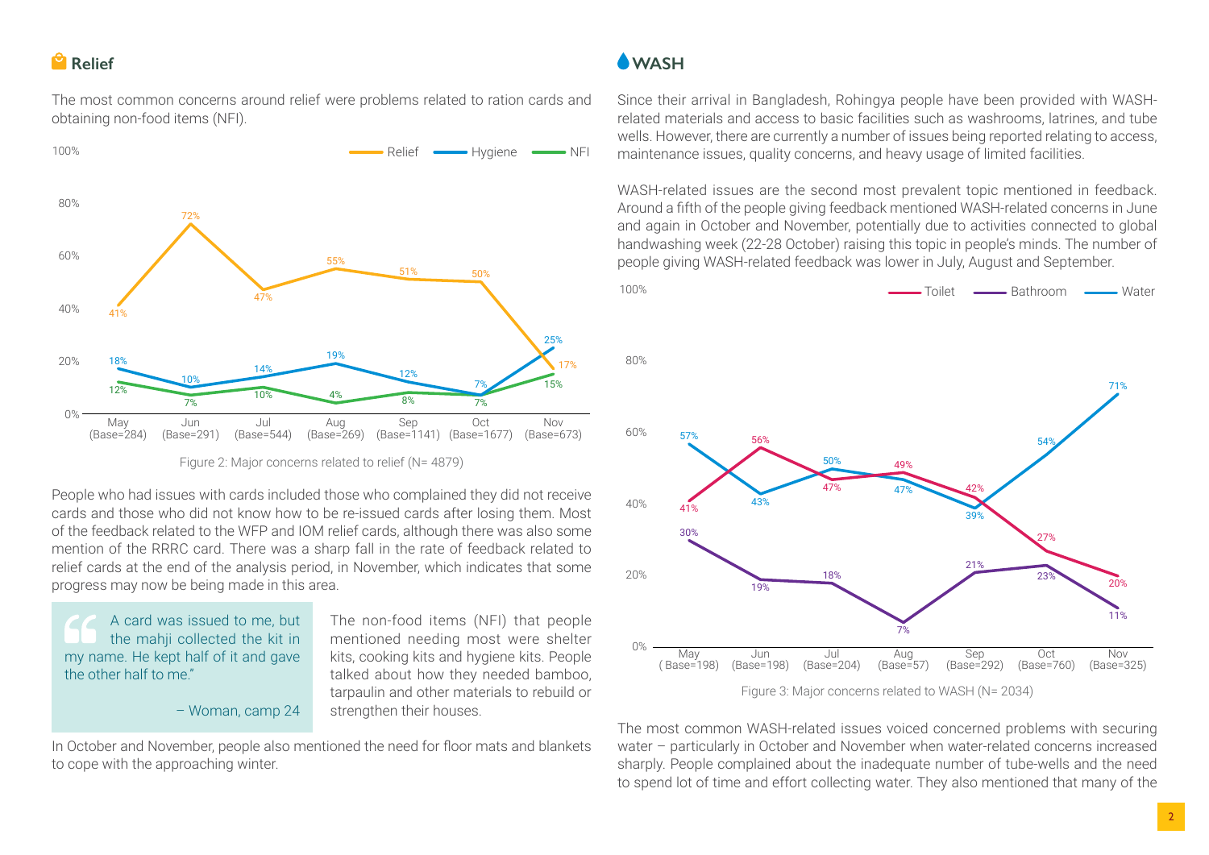## Relief

The most common concerns around relief were problems related to ration cards and obtaining non-food items (NFI).

Figure 2: Major concerns related to relief (N= 4879)

People who had issues with cards included those who complained they did not receive cards and those who did not know how to be re-issued cards after losing them. Most of the feedback related to the WFP and IOM relief cards, although there was also some mention of the RRRC card. There was a sharp fall in the rate of feedback related to relief cards at the end of the analysis period, in November, which indicates that some progress may now be being made in this area.

> A card was issued to me, but the mahji collected the kit in my name. He kept half of it and gave the other half to me."
>
> – Woman, camp 24

The non-food items (NFI) that people mentioned needing most were shelter kits, cooking kits and hygiene kits. People talked about how they needed bamboo, tarpaulin and other materials to rebuild or strengthen their houses.

In October and November, people also mentioned the need for floor mats and blankets to cope with the approaching winter.

## WASH

Since their arrival in Bangladesh, Rohingya people have been provided with WASH-related materials and access to basic facilities such as washrooms, latrines, and tube wells. However, there are currently a number of issues being reported relating to access, maintenance issues, quality concerns, and heavy usage of limited facilities.

WASH-related issues are the second most prevalent topic mentioned in feedback. Around a fifth of the people giving feedback mentioned WASH-related concerns in June and again in October and November, potentially due to activities connected to global handwashing week (22-28 October) raising this topic in people's minds. The number of people giving WASH-related feedback was lower in July, August and September.

Figure 3: Major concerns related to WASH (N= 2034)

The most common WASH-related issues voiced concerned problems with securing water – particularly in October and November when water-related concerns increased sharply. People complained about the inadequate number of tube-wells and the need to spend lot of time and effort collecting water. They also mentioned that many of the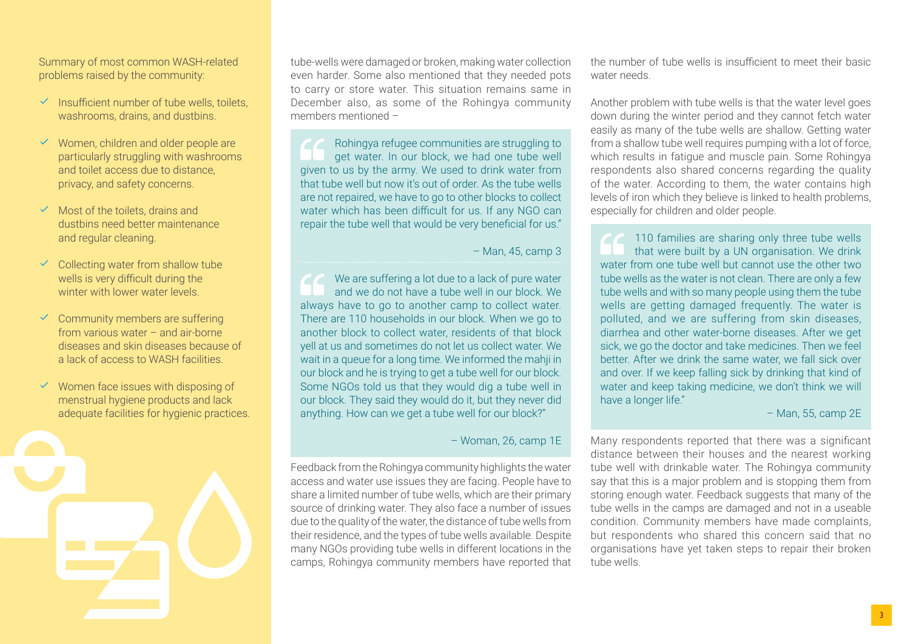Summary of most common WASH-related problems raised by the community:

- Insufficient number of tube wells, toilets, washrooms, drains, and dustbins.
- Women, children and older people are particularly struggling with washrooms and toilet access due to distance, privacy, and safety concerns.
- Most of the toilets, drains and dustbins need better maintenance and regular cleaning.
- Collecting water from shallow tube wells is very difficult during the winter with lower water levels.
- Community members are suffering from various water – and air-borne diseases and skin diseases because of a lack of access to WASH facilities.
- Women face issues with disposing of menstrual hygiene products and lack adequate facilities for hygienic practices.

tube-wells were damaged or broken, making water collection even harder. Some also mentioned that they needed pots to carry or store water. This situation remains same in December also, as some of the Rohingya community members mentioned –

> Rohingya refugee communities are struggling to get water. In our block, we had one tube well given to us by the army. We used to drink water from that tube well but now it's out of order. As the tube wells are not repaired, we have to go to other blocks to collect water which has been difficult for us. If any NGO can repair the tube well that would be very beneficial for us."
>
> – Man, 45, camp 3

> We are suffering a lot due to a lack of pure water and we do not have a tube well in our block. We always have to go to another camp to collect water. There are 110 households in our block. When we go to another block to collect water, residents of that block yell at us and sometimes do not let us collect water. We wait in a queue for a long time. We informed the mahji in our block and he is trying to get a tube well for our block. Some NGOs told us that they would dig a tube well in our block. They said they would do it, but they never did anything. How can we get a tube well for our block?"
>
> – Woman, 26, camp 1E

Feedback from the Rohingya community highlights the water access and water use issues they are facing. People have to share a limited number of tube wells, which are their primary source of drinking water. They also face a number of issues due to the quality of the water, the distance of tube wells from their residence, and the types of tube wells available. Despite many NGOs providing tube wells in different locations in the camps, Rohingya community members have reported that the number of tube wells is insufficient to meet their basic water needs.

Another problem with tube wells is that the water level goes down during the winter period and they cannot fetch water easily as many of the tube wells are shallow. Getting water from a shallow tube well requires pumping with a lot of force, which results in fatigue and muscle pain. Some Rohingya respondents also shared concerns regarding the quality of the water. According to them, the water contains high levels of iron which they believe is linked to health problems, especially for children and older people.

> 110 families are sharing only three tube wells that were built by a UN organisation. We drink water from one tube well but cannot use the other two tube wells as the water is not clean. There are only a few tube wells and with so many people using them the tube wells are getting damaged frequently. The water is polluted, and we are suffering from skin diseases, diarrhea and other water-borne diseases. After we get sick, we go the doctor and take medicines. Then we feel better. After we drink the same water, we fall sick over and over. If we keep falling sick by drinking that kind of water and keep taking medicine, we don't think we will have a longer life."
>
> – Man, 55, camp 2E

Many respondents reported that there was a significant distance between their houses and the nearest working tube well with drinkable water. The Rohingya community say that this is a major problem and is stopping them from storing enough water. Feedback suggests that many of the tube wells in the camps are damaged and not in a useable condition. Community members have made complaints, but respondents who shared this concern said that no organisations have yet taken steps to repair their broken tube wells.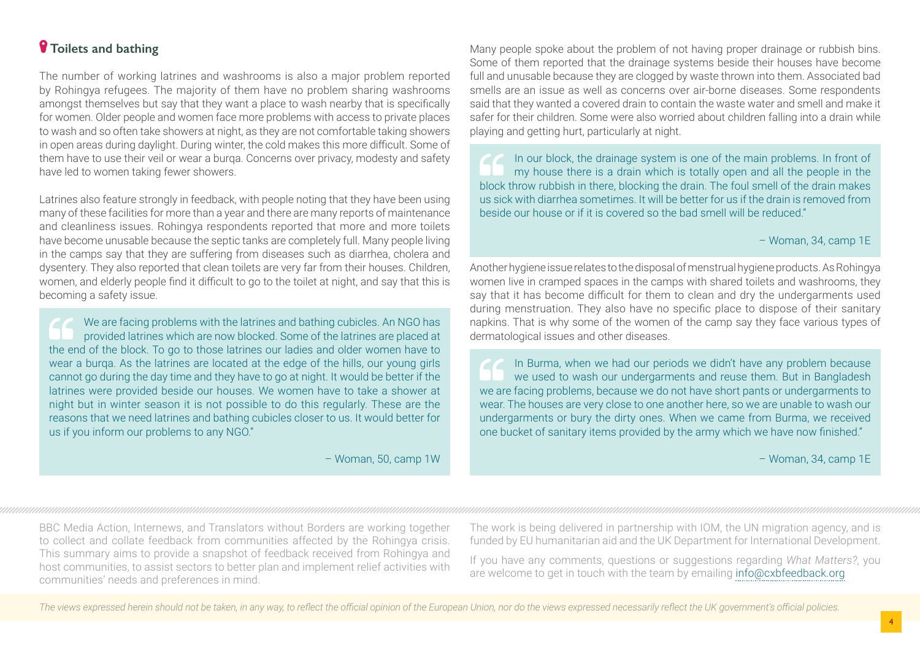## Toilets and bathing

The number of working latrines and washrooms is also a major problem reported by Rohingya refugees. The majority of them have no problem sharing washrooms amongst themselves but say that they want a place to wash nearby that is specifically for women. Older people and women face more problems with access to private places to wash and so often take showers at night, as they are not comfortable taking showers in open areas during daylight. During winter, the cold makes this more difficult. Some of them have to use their veil or wear a burqa. Concerns over privacy, modesty and safety have led to women taking fewer showers.

Latrines also feature strongly in feedback, with people noting that they have been using many of these facilities for more than a year and there are many reports of maintenance and cleanliness issues. Rohingya respondents reported that more and more toilets have become unusable because the septic tanks are completely full. Many people living in the camps say that they are suffering from diseases such as diarrhea, cholera and dysentery. They also reported that clean toilets are very far from their houses. Children, women, and elderly people find it difficult to go to the toilet at night, and say that this is becoming a safety issue.

> We are facing problems with the latrines and bathing cubicles. An NGO has provided latrines which are now blocked. Some of the latrines are placed at the end of the block. To go to those latrines our ladies and older women have to wear a burqa. As the latrines are located at the edge of the hills, our young girls cannot go during the day time and they have to go at night. It would be better if the latrines were provided beside our houses. We women have to take a shower at night but in winter season it is not possible to do this regularly. These are the reasons that we need latrines and bathing cubicles closer to us. It would better for us if you inform our problems to any NGO."
>
> – Woman, 50, camp 1W

Many people spoke about the problem of not having proper drainage or rubbish bins. Some of them reported that the drainage systems beside their houses have become full and unusable because they are clogged by waste thrown into them. Associated bad smells are an issue as well as concerns over air-borne diseases. Some respondents said that they wanted a covered drain to contain the waste water and smell and make it safer for their children. Some were also worried about children falling into a drain while playing and getting hurt, particularly at night.

> In our block, the drainage system is one of the main problems. In front of my house there is a drain which is totally open and all the people in the block throw rubbish in there, blocking the drain. The foul smell of the drain makes us sick with diarrhea sometimes. It will be better for us if the drain is removed from beside our house or if it is covered so the bad smell will be reduced."
>
> – Woman, 34, camp 1E

Another hygiene issue relates to the disposal of menstrual hygiene products. As Rohingya women live in cramped spaces in the camps with shared toilets and washrooms, they say that it has become difficult for them to clean and dry the undergarments used during menstruation. They also have no specific place to dispose of their sanitary napkins. That is why some of the women of the camp say they face various types of dermatological issues and other diseases.

> In Burma, when we had our periods we didn't have any problem because we used to wash our undergarments and reuse them. But in Bangladesh we are facing problems, because we do not have short pants or undergarments to wear. The houses are very close to one another here, so we are unable to wash our undergarments or bury the dirty ones. When we came from Burma, we received one bucket of sanitary items provided by the army which we have now finished."
>
> – Woman, 34, camp 1E

---

BBC Media Action, Internews, and Translators without Borders are working together to collect and collate feedback from communities affected by the Rohingya crisis. This summary aims to provide a snapshot of feedback received from Rohingya and host communities, to assist sectors to better plan and implement relief activities with communities' needs and preferences in mind.

The work is being delivered in partnership with IOM, the UN migration agency, and is funded by EU humanitarian aid and the UK Department for International Development.

If you have any comments, questions or suggestions regarding *What Matters?*, you are welcome to get in touch with the team by emailing info@cxbfeedback.org

*The views expressed herein should not be taken, in any way, to reflect the official opinion of the European Union, nor do the views expressed necessarily reflect the UK government's official policies.*